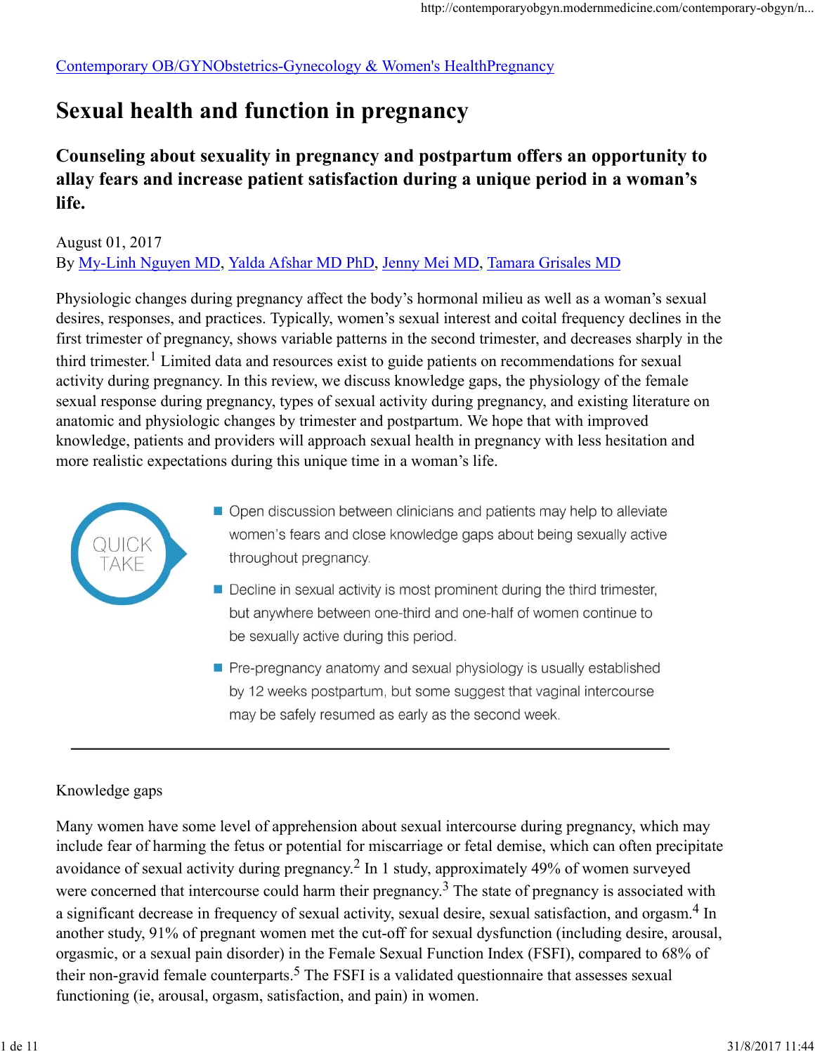Contemporary OB/GYNObstetrics-Gynecology & Women's HealthPregnancy

# Sexual health and function in pregnancy

## Counseling about sexuality in pregnancy and postpartum offers an opportunity to allay fears and increase patient satisfaction during a unique period in a woman's life.

August 01, 2017

By My-Linh Nguyen MD, Yalda Afshar MD PhD, Jenny Mei MD, Tamara Grisales MD

Physiologic changes during pregnancy affect the body's hormonal milieu as well as a woman's sexual desires, responses, and practices. Typically, women's sexual interest and coital frequency declines in the first trimester of pregnancy, shows variable patterns in the second trimester, and decreases sharply in the third trimester.[1] Limited data and resources exist to guide patients on recommendations for sexual activity during pregnancy. In this review, we discuss knowledge gaps, the physiology of the female sexual response during pregnancy, types of sexual activity during pregnancy, and existing literature on anatomic and physiologic changes by trimester and postpartum. We hope that with improved knowledge, patients and providers will approach sexual health in pregnancy with less hesitation and more realistic expectations during this unique time in a woman's life.

QUICK TAKE

- Open discussion between clinicians and patients may help to alleviate women's fears and close knowledge gaps about being sexually active throughout pregnancy.
- Decline in sexual activity is most prominent during the third trimester, but anywhere between one-third and one-half of women continue to be sexually active during this period.
- Pre-pregnancy anatomy and sexual physiology is usually established by 12 weeks postpartum, but some suggest that vaginal intercourse may be safely resumed as early as the second week.

---

### Knowledge gaps

Many women have some level of apprehension about sexual intercourse during pregnancy, which may include fear of harming the fetus or potential for miscarriage or fetal demise, which can often precipitate avoidance of sexual activity during pregnancy.[2] In 1 study, approximately 49% of women surveyed were concerned that intercourse could harm their pregnancy.[3] The state of pregnancy is associated with a significant decrease in frequency of sexual activity, sexual desire, sexual satisfaction, and orgasm.[4] In another study, 91% of pregnant women met the cut-off for sexual dysfunction (including desire, arousal, orgasmic, or a sexual pain disorder) in the Female Sexual Function Index (FSFI), compared to 68% of their non-gravid female counterparts.[5] The FSFI is a validated questionnaire that assesses sexual functioning (ie, arousal, orgasm, satisfaction, and pain) in women.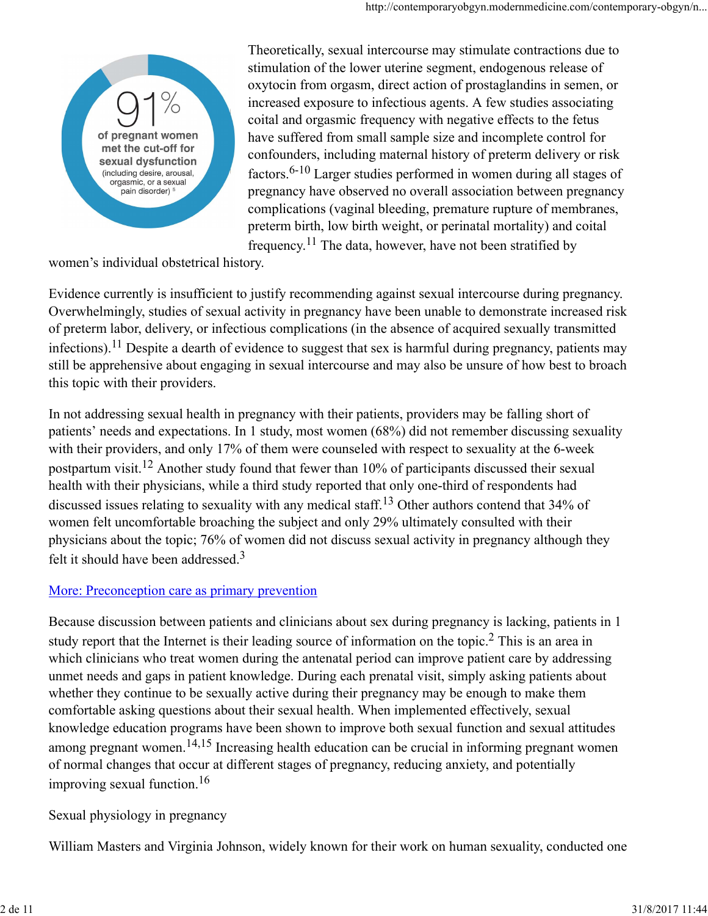91% of pregnant women met the cut-off for sexual dysfunction (including desire, arousal, orgasmic, or a sexual pain disorder)[5]

Theoretically, sexual intercourse may stimulate contractions due to stimulation of the lower uterine segment, endogenous release of oxytocin from orgasm, direct action of prostaglandins in semen, or increased exposure to infectious agents. A few studies associating coital and orgasmic frequency with negative effects to the fetus have suffered from small sample size and incomplete control for confounders, including maternal history of preterm delivery or risk factors.[6-10] Larger studies performed in women during all stages of pregnancy have observed no overall association between pregnancy complications (vaginal bleeding, premature rupture of membranes, preterm birth, low birth weight, or perinatal mortality) and coital frequency.[11] The data, however, have not been stratified by women's individual obstetrical history.

Evidence currently is insufficient to justify recommending against sexual intercourse during pregnancy. Overwhelmingly, studies of sexual activity in pregnancy have been unable to demonstrate increased risk of preterm labor, delivery, or infectious complications (in the absence of acquired sexually transmitted infections).[11] Despite a dearth of evidence to suggest that sex is harmful during pregnancy, patients may still be apprehensive about engaging in sexual intercourse and may also be unsure of how best to broach this topic with their providers.

In not addressing sexual health in pregnancy with their patients, providers may be falling short of patients' needs and expectations. In 1 study, most women (68%) did not remember discussing sexuality with their providers, and only 17% of them were counseled with respect to sexuality at the 6-week postpartum visit.[12] Another study found that fewer than 10% of participants discussed their sexual health with their physicians, while a third study reported that only one-third of respondents had discussed issues relating to sexuality with any medical staff.[13] Other authors contend that 34% of women felt uncomfortable broaching the subject and only 29% ultimately consulted with their physicians about the topic; 76% of women did not discuss sexual activity in pregnancy although they felt it should have been addressed.[3]

[More: Preconception care as primary prevention]

Because discussion between patients and clinicians about sex during pregnancy is lacking, patients in 1 study report that the Internet is their leading source of information on the topic.[2] This is an area in which clinicians who treat women during the antenatal period can improve patient care by addressing unmet needs and gaps in patient knowledge. During each prenatal visit, simply asking patients about whether they continue to be sexually active during their pregnancy may be enough to make them comfortable asking questions about their sexual health. When implemented effectively, sexual knowledge education programs have been shown to improve both sexual function and sexual attitudes among pregnant women.[14,15] Increasing health education can be crucial in informing pregnant women of normal changes that occur at different stages of pregnancy, reducing anxiety, and potentially improving sexual function.[16]

## Sexual physiology in pregnancy

William Masters and Virginia Johnson, widely known for their work on human sexuality, conducted one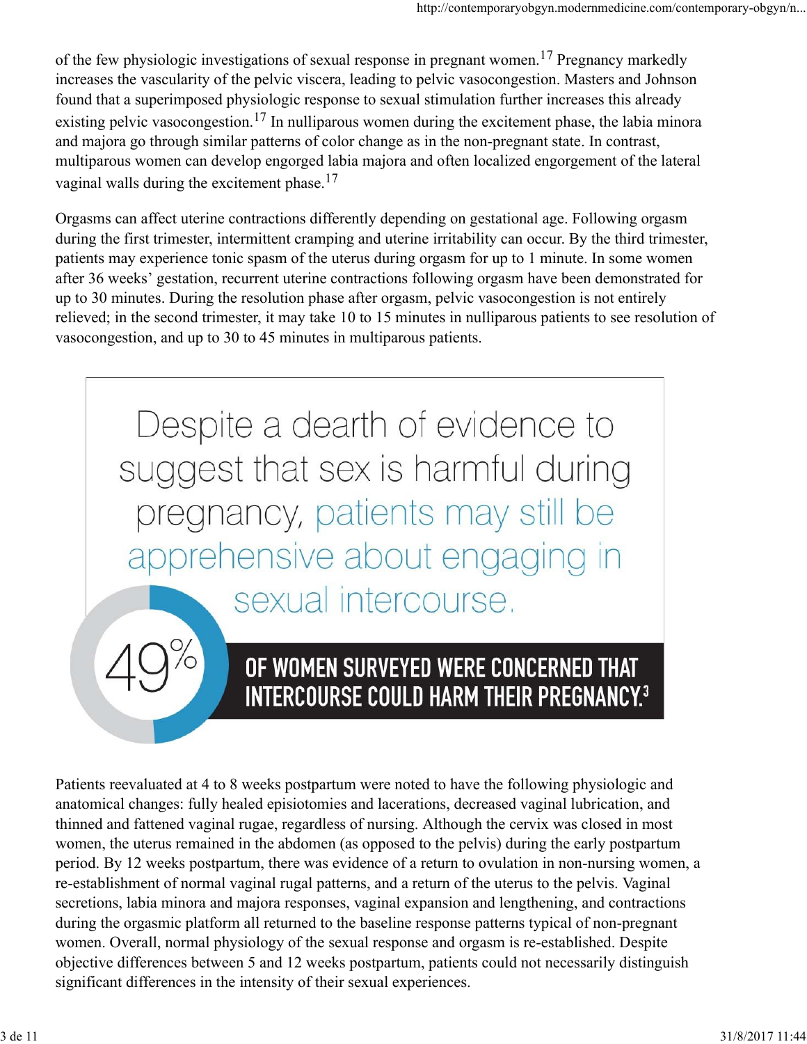of the few physiologic investigations of sexual response in pregnant women.[17] Pregnancy markedly increases the vascularity of the pelvic viscera, leading to pelvic vasocongestion. Masters and Johnson found that a superimposed physiologic response to sexual stimulation further increases this already existing pelvic vasocongestion.[17] In nulliparous women during the excitement phase, the labia minora and majora go through similar patterns of color change as in the non-pregnant state. In contrast, multiparous women can develop engorged labia majora and often localized engorgement of the lateral vaginal walls during the excitement phase.[17]

Orgasms can affect uterine contractions differently depending on gestational age. Following orgasm during the first trimester, intermittent cramping and uterine irritability can occur. By the third trimester, patients may experience tonic spasm of the uterus during orgasm for up to 1 minute. In some women after 36 weeks' gestation, recurrent uterine contractions following orgasm have been demonstrated for up to 30 minutes. During the resolution phase after orgasm, pelvic vasocongestion is not entirely relieved; in the second trimester, it may take 10 to 15 minutes in nulliparous patients to see resolution of vasocongestion, and up to 30 to 45 minutes in multiparous patients.

> Despite a dearth of evidence to suggest that sex is harmful during pregnancy, patients may still be apprehensive about engaging in sexual intercourse.
>
> **49% OF WOMEN SURVEYED WERE CONCERNED THAT INTERCOURSE COULD HARM THEIR PREGNANCY.[3]**

Patients reevaluated at 4 to 8 weeks postpartum were noted to have the following physiologic and anatomical changes: fully healed episiotomies and lacerations, decreased vaginal lubrication, and thinned and fattened vaginal rugae, regardless of nursing. Although the cervix was closed in most women, the uterus remained in the abdomen (as opposed to the pelvis) during the early postpartum period. By 12 weeks postpartum, there was evidence of a return to ovulation in non-nursing women, a re-establishment of normal vaginal rugal patterns, and a return of the uterus to the pelvis. Vaginal secretions, labia minora and majora responses, vaginal expansion and lengthening, and contractions during the orgasmic platform all returned to the baseline response patterns typical of non-pregnant women. Overall, normal physiology of the sexual response and orgasm is re-established. Despite objective differences between 5 and 12 weeks postpartum, patients could not necessarily distinguish significant differences in the intensity of their sexual experiences.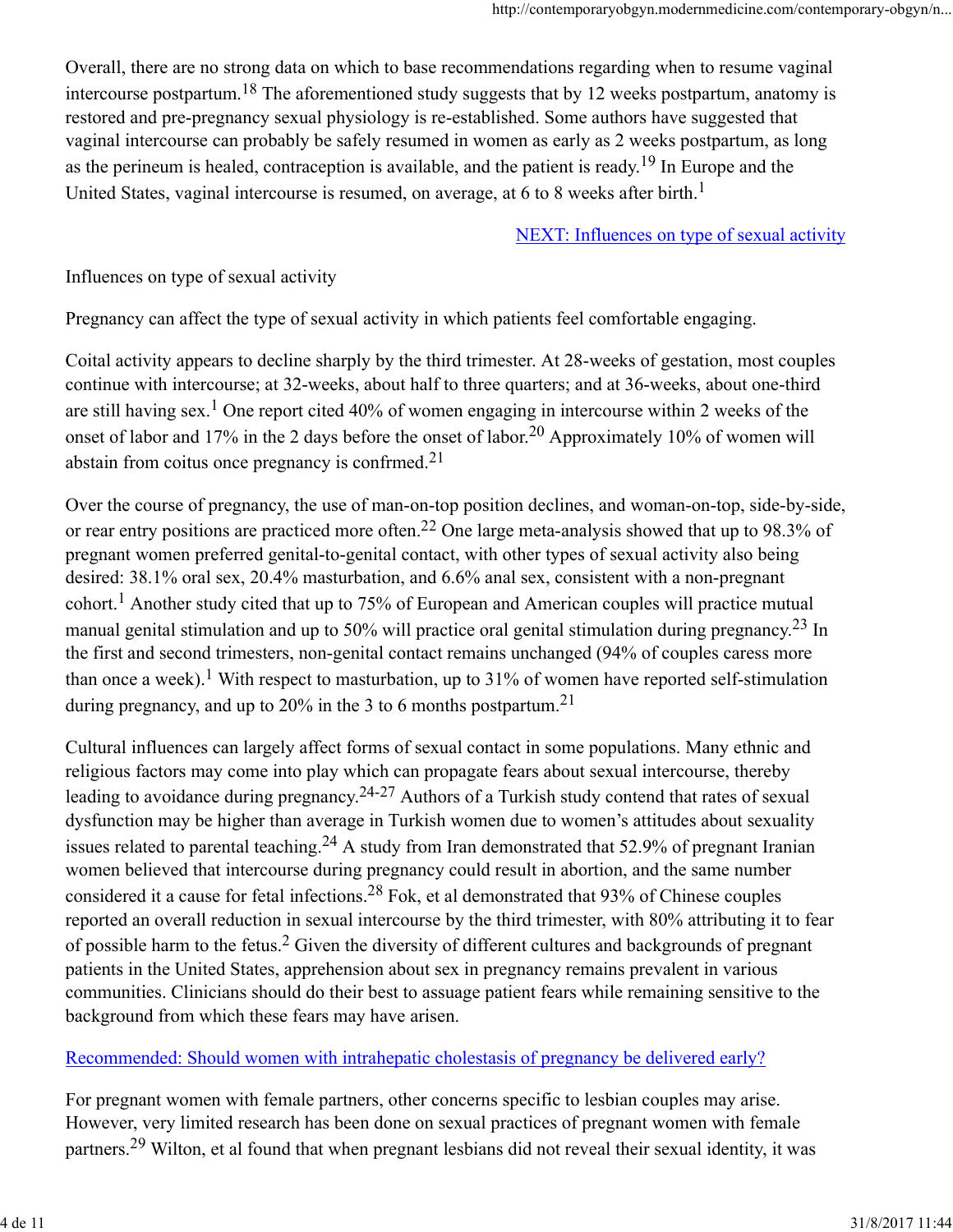Overall, there are no strong data on which to base recommendations regarding when to resume vaginal intercourse postpartum.[18] The aforementioned study suggests that by 12 weeks postpartum, anatomy is restored and pre-pregnancy sexual physiology is re-established. Some authors have suggested that vaginal intercourse can probably be safely resumed in women as early as 2 weeks postpartum, as long as the perineum is healed, contraception is available, and the patient is ready.[19] In Europe and the United States, vaginal intercourse is resumed, on average, at 6 to 8 weeks after birth.[1]

[NEXT: Influences on type of sexual activity]

## Influences on type of sexual activity

Pregnancy can affect the type of sexual activity in which patients feel comfortable engaging.

Coital activity appears to decline sharply by the third trimester. At 28-weeks of gestation, most couples continue with intercourse; at 32-weeks, about half to three quarters; and at 36-weeks, about one-third are still having sex.[1] One report cited 40% of women engaging in intercourse within 2 weeks of the onset of labor and 17% in the 2 days before the onset of labor.[20] Approximately 10% of women will abstain from coitus once pregnancy is confrmed.[21]

Over the course of pregnancy, the use of man-on-top position declines, and woman-on-top, side-by-side, or rear entry positions are practiced more often.[22] One large meta-analysis showed that up to 98.3% of pregnant women preferred genital-to-genital contact, with other types of sexual activity also being desired: 38.1% oral sex, 20.4% masturbation, and 6.6% anal sex, consistent with a non-pregnant cohort.[1] Another study cited that up to 75% of European and American couples will practice mutual manual genital stimulation and up to 50% will practice oral genital stimulation during pregnancy.[23] In the first and second trimesters, non-genital contact remains unchanged (94% of couples caress more than once a week).[1] With respect to masturbation, up to 31% of women have reported self-stimulation during pregnancy, and up to 20% in the 3 to 6 months postpartum.[21]

Cultural influences can largely affect forms of sexual contact in some populations. Many ethnic and religious factors may come into play which can propagate fears about sexual intercourse, thereby leading to avoidance during pregnancy.[24-27] Authors of a Turkish study contend that rates of sexual dysfunction may be higher than average in Turkish women due to women's attitudes about sexuality issues related to parental teaching.[24] A study from Iran demonstrated that 52.9% of pregnant Iranian women believed that intercourse during pregnancy could result in abortion, and the same number considered it a cause for fetal infections.[28] Fok, et al demonstrated that 93% of Chinese couples reported an overall reduction in sexual intercourse by the third trimester, with 80% attributing it to fear of possible harm to the fetus.[2] Given the diversity of different cultures and backgrounds of pregnant patients in the United States, apprehension about sex in pregnancy remains prevalent in various communities. Clinicians should do their best to assuage patient fears while remaining sensitive to the background from which these fears may have arisen.

[Recommended: Should women with intrahepatic cholestasis of pregnancy be delivered early?]

For pregnant women with female partners, other concerns specific to lesbian couples may arise. However, very limited research has been done on sexual practices of pregnant women with female partners.[29] Wilton, et al found that when pregnant lesbians did not reveal their sexual identity, it was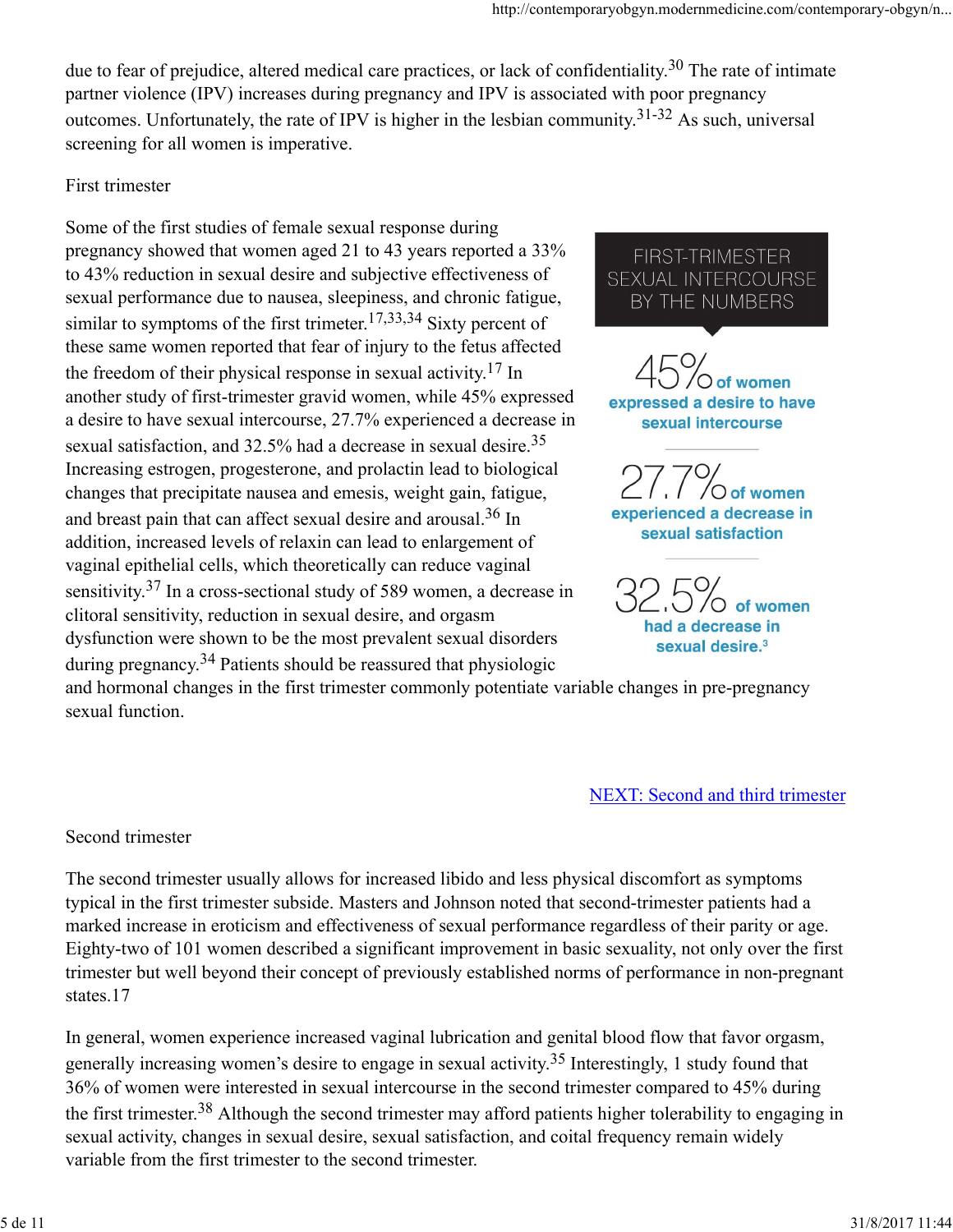due to fear of prejudice, altered medical care practices, or lack of confidentiality.[30] The rate of intimate partner violence (IPV) increases during pregnancy and IPV is associated with poor pregnancy outcomes. Unfortunately, the rate of IPV is higher in the lesbian community.[31-32] As such, universal screening for all women is imperative.

First trimester

Some of the first studies of female sexual response during pregnancy showed that women aged 21 to 43 years reported a 33% to 43% reduction in sexual desire and subjective effectiveness of sexual performance due to nausea, sleepiness, and chronic fatigue, similar to symptoms of the first trimeter.[17,33,34] Sixty percent of these same women reported that fear of injury to the fetus affected the freedom of their physical response in sexual activity.[17] In another study of first-trimester gravid women, while 45% expressed a desire to have sexual intercourse, 27.7% experienced a decrease in sexual satisfaction, and 32.5% had a decrease in sexual desire.[35] Increasing estrogen, progesterone, and prolactin lead to biological changes that precipitate nausea and emesis, weight gain, fatigue, and breast pain that can affect sexual desire and arousal.[36] In addition, increased levels of relaxin can lead to enlargement of vaginal epithelial cells, which theoretically can reduce vaginal sensitivity.[37] In a cross-sectional study of 589 women, a decrease in clitoral sensitivity, reduction in sexual desire, and orgasm dysfunction were shown to be the most prevalent sexual disorders during pregnancy.[34] Patients should be reassured that physiologic and hormonal changes in the first trimester commonly potentiate variable changes in pre-pregnancy sexual function.

**FIRST-TRIMESTER SEXUAL INTERCOURSE BY THE NUMBERS**

**45%** of women expressed a desire to have sexual intercourse

**27.7%** of women experienced a decrease in sexual satisfaction

**32.5%** of women had a decrease in sexual desire.[3]

NEXT: Second and third trimester

Second trimester

The second trimester usually allows for increased libido and less physical discomfort as symptoms typical in the first trimester subside. Masters and Johnson noted that second-trimester patients had a marked increase in eroticism and effectiveness of sexual performance regardless of their parity or age. Eighty-two of 101 women described a significant improvement in basic sexuality, not only over the first trimester but well beyond their concept of previously established norms of performance in non-pregnant states.17

In general, women experience increased vaginal lubrication and genital blood flow that favor orgasm, generally increasing women's desire to engage in sexual activity.[35] Interestingly, 1 study found that 36% of women were interested in sexual intercourse in the second trimester compared to 45% during the first trimester.[38] Although the second trimester may afford patients higher tolerability to engaging in sexual activity, changes in sexual desire, sexual satisfaction, and coital frequency remain widely variable from the first trimester to the second trimester.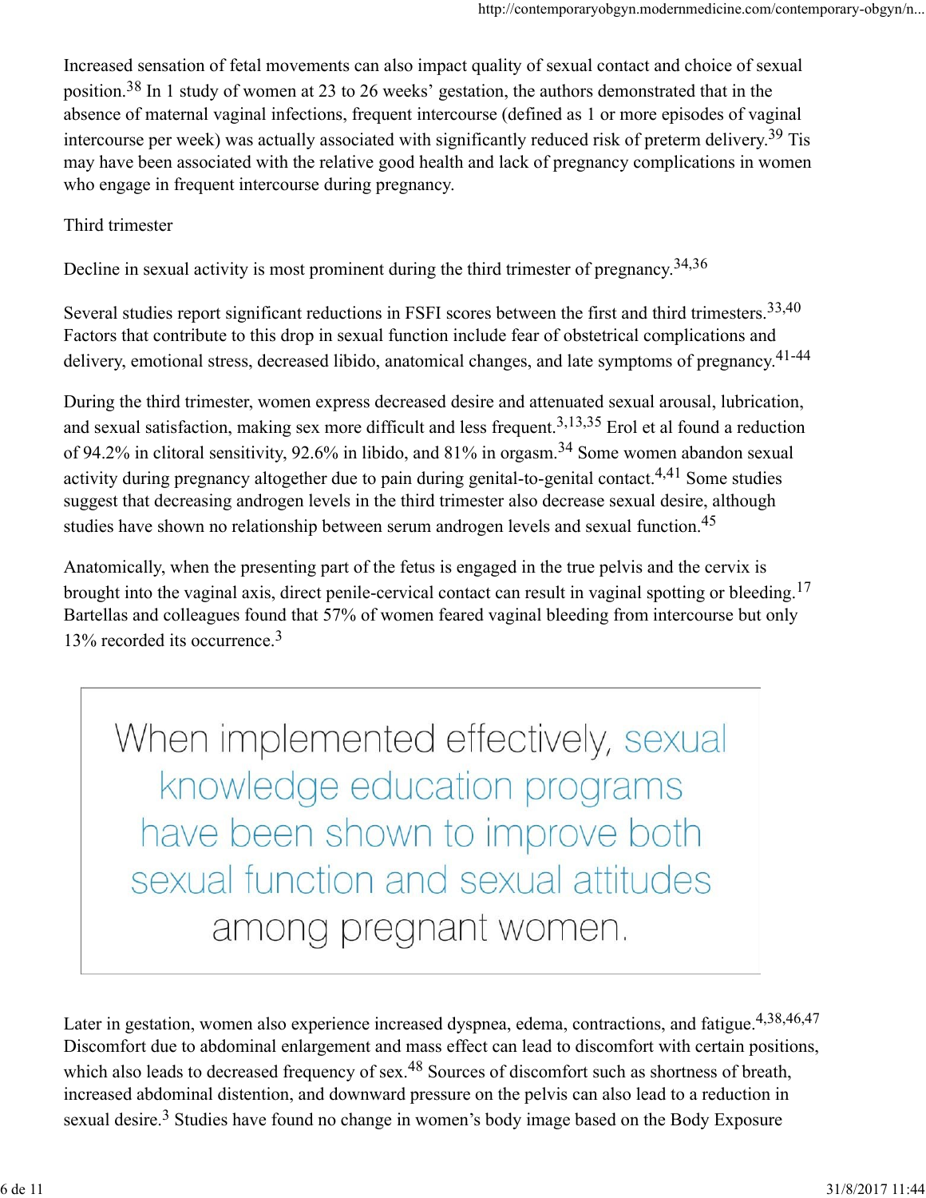Increased sensation of fetal movements can also impact quality of sexual contact and choice of sexual position.[38] In 1 study of women at 23 to 26 weeks' gestation, the authors demonstrated that in the absence of maternal vaginal infections, frequent intercourse (defined as 1 or more episodes of vaginal intercourse per week) was actually associated with significantly reduced risk of preterm delivery.[39] Tis may have been associated with the relative good health and lack of pregnancy complications in women who engage in frequent intercourse during pregnancy.

### Third trimester

Decline in sexual activity is most prominent during the third trimester of pregnancy.[34,36]

Several studies report significant reductions in FSFI scores between the first and third trimesters.[33,40] Factors that contribute to this drop in sexual function include fear of obstetrical complications and delivery, emotional stress, decreased libido, anatomical changes, and late symptoms of pregnancy.[41-44]

During the third trimester, women express decreased desire and attenuated sexual arousal, lubrication, and sexual satisfaction, making sex more difficult and less frequent.[3,13,35] Erol et al found a reduction of 94.2% in clitoral sensitivity, 92.6% in libido, and 81% in orgasm.[34] Some women abandon sexual activity during pregnancy altogether due to pain during genital-to-genital contact.[4,41] Some studies suggest that decreasing androgen levels in the third trimester also decrease sexual desire, although studies have shown no relationship between serum androgen levels and sexual function.[45]

Anatomically, when the presenting part of the fetus is engaged in the true pelvis and the cervix is brought into the vaginal axis, direct penile-cervical contact can result in vaginal spotting or bleeding.[17] Bartellas and colleagues found that 57% of women feared vaginal bleeding from intercourse but only 13% recorded its occurrence.[3]

> When implemented effectively, sexual knowledge education programs have been shown to improve both sexual function and sexual attitudes among pregnant women.

Later in gestation, women also experience increased dyspnea, edema, contractions, and fatigue.[4,38,46,47] Discomfort due to abdominal enlargement and mass effect can lead to discomfort with certain positions, which also leads to decreased frequency of sex.[48] Sources of discomfort such as shortness of breath, increased abdominal distention, and downward pressure on the pelvis can also lead to a reduction in sexual desire.[3] Studies have found no change in women's body image based on the Body Exposure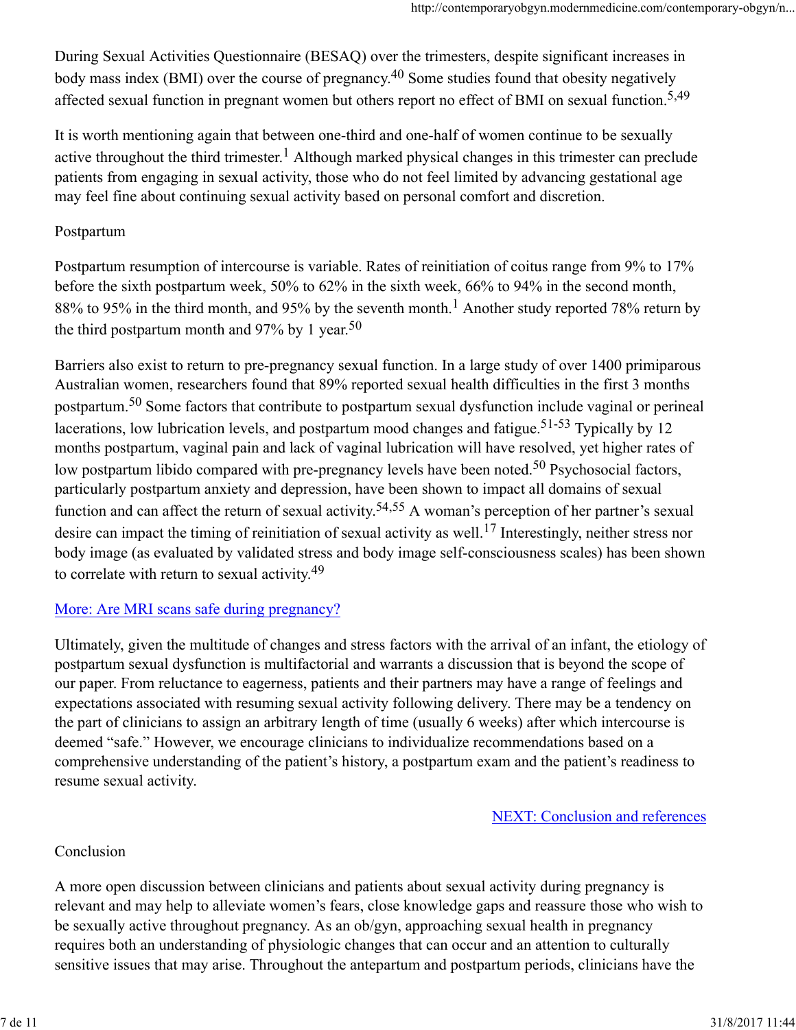During Sexual Activities Questionnaire (BESAQ) over the trimesters, despite significant increases in body mass index (BMI) over the course of pregnancy.[40] Some studies found that obesity negatively affected sexual function in pregnant women but others report no effect of BMI on sexual function.[5,49]

It is worth mentioning again that between one-third and one-half of women continue to be sexually active throughout the third trimester.[1] Although marked physical changes in this trimester can preclude patients from engaging in sexual activity, those who do not feel limited by advancing gestational age may feel fine about continuing sexual activity based on personal comfort and discretion.

## Postpartum

Postpartum resumption of intercourse is variable. Rates of reinitiation of coitus range from 9% to 17% before the sixth postpartum week, 50% to 62% in the sixth week, 66% to 94% in the second month, 88% to 95% in the third month, and 95% by the seventh month.[1] Another study reported 78% return by the third postpartum month and 97% by 1 year.[50]

Barriers also exist to return to pre-pregnancy sexual function. In a large study of over 1400 primiparous Australian women, researchers found that 89% reported sexual health difficulties in the first 3 months postpartum.[50] Some factors that contribute to postpartum sexual dysfunction include vaginal or perineal lacerations, low lubrication levels, and postpartum mood changes and fatigue.[51-53] Typically by 12 months postpartum, vaginal pain and lack of vaginal lubrication will have resolved, yet higher rates of low postpartum libido compared with pre-pregnancy levels have been noted.[50] Psychosocial factors, particularly postpartum anxiety and depression, have been shown to impact all domains of sexual function and can affect the return of sexual activity.[54,55] A woman's perception of her partner's sexual desire can impact the timing of reinitiation of sexual activity as well.[17] Interestingly, neither stress nor body image (as evaluated by validated stress and body image self-consciousness scales) has been shown to correlate with return to sexual activity.[49]

More: Are MRI scans safe during pregnancy?

Ultimately, given the multitude of changes and stress factors with the arrival of an infant, the etiology of postpartum sexual dysfunction is multifactorial and warrants a discussion that is beyond the scope of our paper. From reluctance to eagerness, patients and their partners may have a range of feelings and expectations associated with resuming sexual activity following delivery. There may be a tendency on the part of clinicians to assign an arbitrary length of time (usually 6 weeks) after which intercourse is deemed "safe." However, we encourage clinicians to individualize recommendations based on a comprehensive understanding of the patient's history, a postpartum exam and the patient's readiness to resume sexual activity.

NEXT: Conclusion and references

## Conclusion

A more open discussion between clinicians and patients about sexual activity during pregnancy is relevant and may help to alleviate women's fears, close knowledge gaps and reassure those who wish to be sexually active throughout pregnancy. As an ob/gyn, approaching sexual health in pregnancy requires both an understanding of physiologic changes that can occur and an attention to culturally sensitive issues that may arise. Throughout the antepartum and postpartum periods, clinicians have the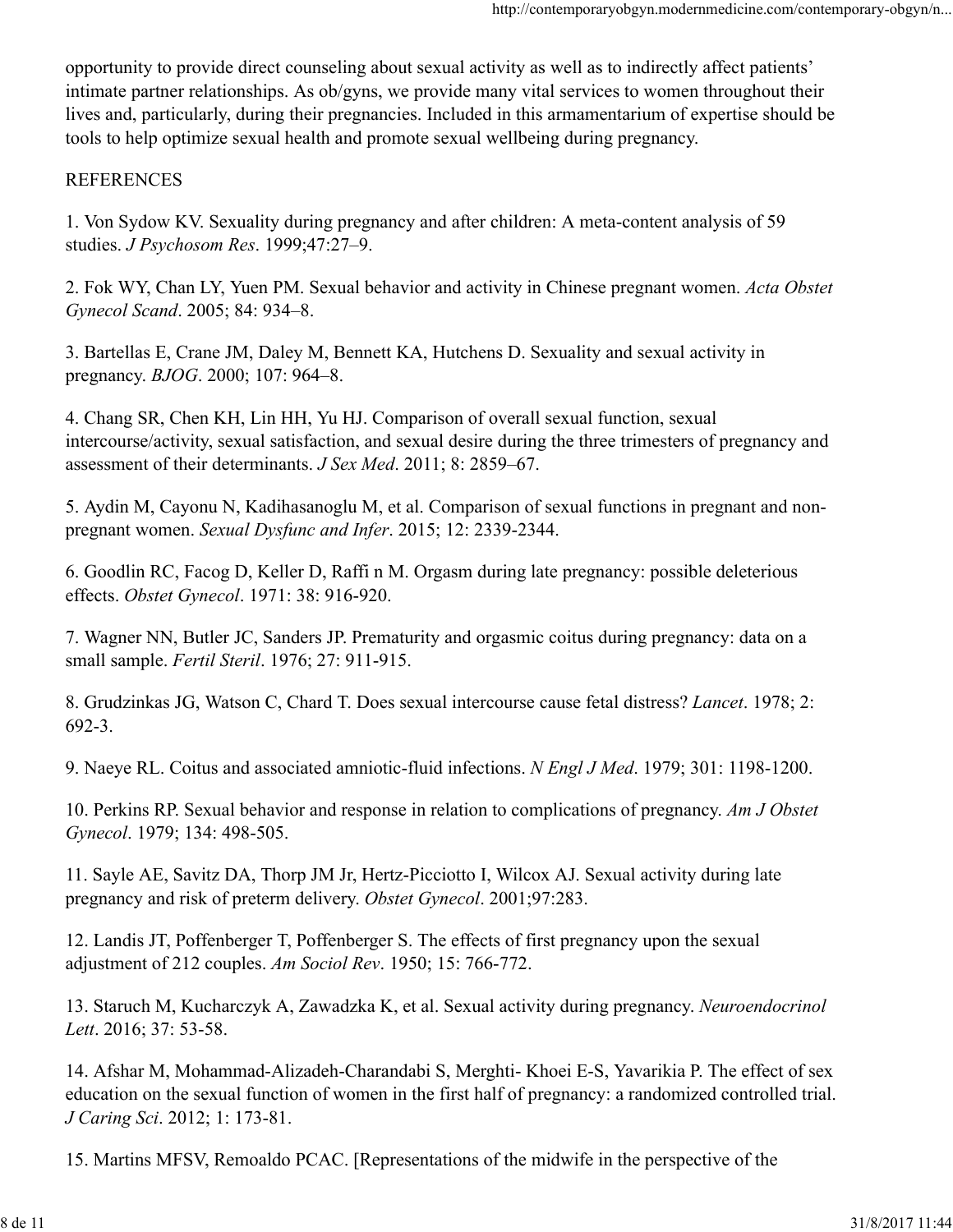opportunity to provide direct counseling about sexual activity as well as to indirectly affect patients' intimate partner relationships. As ob/gyns, we provide many vital services to women throughout their lives and, particularly, during their pregnancies. Included in this armamentarium of expertise should be tools to help optimize sexual health and promote sexual wellbeing during pregnancy.

REFERENCES

1. Von Sydow KV. Sexuality during pregnancy and after children: A meta-content analysis of 59 studies. *J Psychosom Res*. 1999;47:27–9.

2. Fok WY, Chan LY, Yuen PM. Sexual behavior and activity in Chinese pregnant women. *Acta Obstet Gynecol Scand*. 2005; 84: 934–8.

3. Bartellas E, Crane JM, Daley M, Bennett KA, Hutchens D. Sexuality and sexual activity in pregnancy. *BJOG*. 2000; 107: 964–8.

4. Chang SR, Chen KH, Lin HH, Yu HJ. Comparison of overall sexual function, sexual intercourse/activity, sexual satisfaction, and sexual desire during the three trimesters of pregnancy and assessment of their determinants. *J Sex Med*. 2011; 8: 2859–67.

5. Aydin M, Cayonu N, Kadihasanoglu M, et al. Comparison of sexual functions in pregnant and non-pregnant women. *Sexual Dysfunc and Infer*. 2015; 12: 2339-2344.

6. Goodlin RC, Facog D, Keller D, Raffi n M. Orgasm during late pregnancy: possible deleterious effects. *Obstet Gynecol*. 1971: 38: 916-920.

7. Wagner NN, Butler JC, Sanders JP. Prematurity and orgasmic coitus during pregnancy: data on a small sample. *Fertil Steril*. 1976; 27: 911-915.

8. Grudzinkas JG, Watson C, Chard T. Does sexual intercourse cause fetal distress? *Lancet*. 1978; 2: 692-3.

9. Naeye RL. Coitus and associated amniotic-fluid infections. *N Engl J Med*. 1979; 301: 1198-1200.

10. Perkins RP. Sexual behavior and response in relation to complications of pregnancy. *Am J Obstet Gynecol*. 1979; 134: 498-505.

11. Sayle AE, Savitz DA, Thorp JM Jr, Hertz-Picciotto I, Wilcox AJ. Sexual activity during late pregnancy and risk of preterm delivery. *Obstet Gynecol*. 2001;97:283.

12. Landis JT, Poffenberger T, Poffenberger S. The effects of first pregnancy upon the sexual adjustment of 212 couples. *Am Sociol Rev*. 1950; 15: 766-772.

13. Staruch M, Kucharczyk A, Zawadzka K, et al. Sexual activity during pregnancy. *Neuroendocrinol Lett*. 2016; 37: 53-58.

14. Afshar M, Mohammad-Alizadeh-Charandabi S, Merghti- Khoei E-S, Yavarikia P. The effect of sex education on the sexual function of women in the first half of pregnancy: a randomized controlled trial. *J Caring Sci*. 2012; 1: 173-81.

15. Martins MFSV, Remoaldo PCAC. [Representations of the midwife in the perspective of the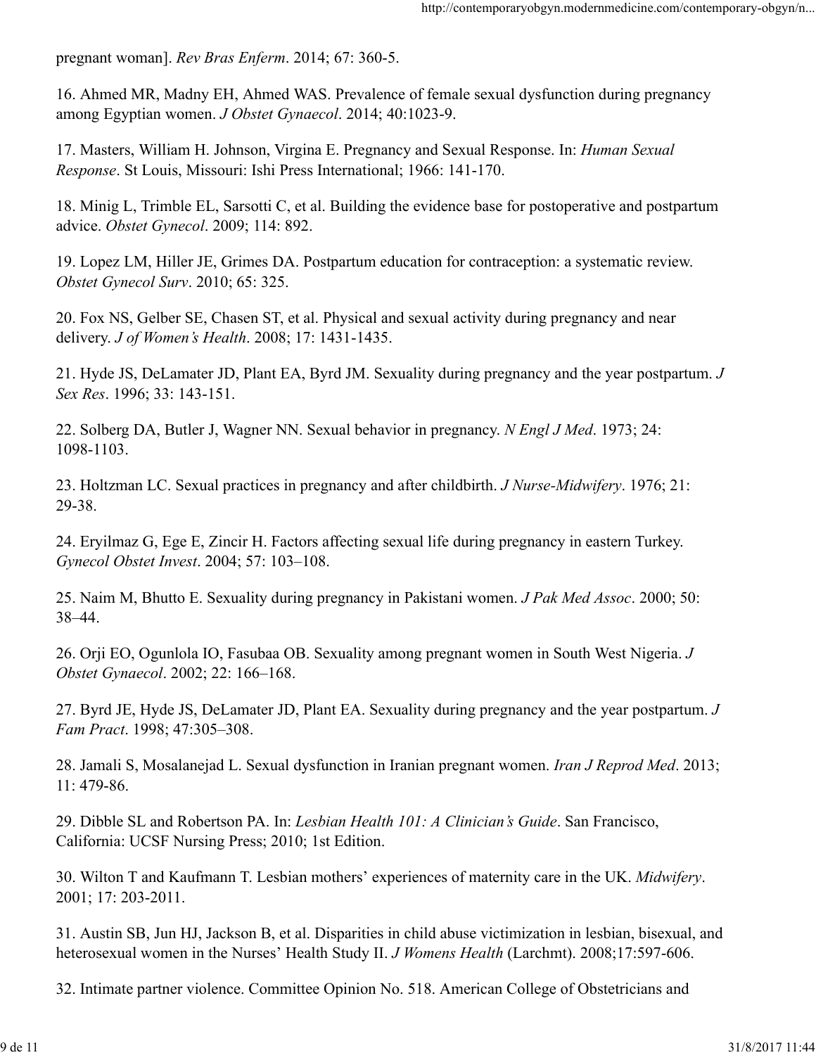pregnant woman]. *Rev Bras Enferm*. 2014; 67: 360-5.

16. Ahmed MR, Madny EH, Ahmed WAS. Prevalence of female sexual dysfunction during pregnancy among Egyptian women. *J Obstet Gynaecol*. 2014; 40:1023-9.

17. Masters, William H. Johnson, Virgina E. Pregnancy and Sexual Response. In: *Human Sexual Response*. St Louis, Missouri: Ishi Press International; 1966: 141-170.

18. Minig L, Trimble EL, Sarsotti C, et al. Building the evidence base for postoperative and postpartum advice. *Obstet Gynecol*. 2009; 114: 892.

19. Lopez LM, Hiller JE, Grimes DA. Postpartum education for contraception: a systematic review. *Obstet Gynecol Surv*. 2010; 65: 325.

20. Fox NS, Gelber SE, Chasen ST, et al. Physical and sexual activity during pregnancy and near delivery. *J of Women's Health*. 2008; 17: 1431-1435.

21. Hyde JS, DeLamater JD, Plant EA, Byrd JM. Sexuality during pregnancy and the year postpartum. *J Sex Res*. 1996; 33: 143-151.

22. Solberg DA, Butler J, Wagner NN. Sexual behavior in pregnancy. *N Engl J Med*. 1973; 24: 1098-1103.

23. Holtzman LC. Sexual practices in pregnancy and after childbirth. *J Nurse-Midwifery*. 1976; 21: 29-38.

24. Eryilmaz G, Ege E, Zincir H. Factors affecting sexual life during pregnancy in eastern Turkey. *Gynecol Obstet Invest*. 2004; 57: 103–108.

25. Naim M, Bhutto E. Sexuality during pregnancy in Pakistani women. *J Pak Med Assoc*. 2000; 50: 38–44.

26. Orji EO, Ogunlola IO, Fasubaa OB. Sexuality among pregnant women in South West Nigeria. *J Obstet Gynaecol*. 2002; 22: 166–168.

27. Byrd JE, Hyde JS, DeLamater JD, Plant EA. Sexuality during pregnancy and the year postpartum. *J Fam Pract*. 1998; 47:305–308.

28. Jamali S, Mosalanejad L. Sexual dysfunction in Iranian pregnant women. *Iran J Reprod Med*. 2013; 11: 479-86.

29. Dibble SL and Robertson PA. In: *Lesbian Health 101: A Clinician's Guide*. San Francisco, California: UCSF Nursing Press; 2010; 1st Edition.

30. Wilton T and Kaufmann T. Lesbian mothers' experiences of maternity care in the UK. *Midwifery*. 2001; 17: 203-2011.

31. Austin SB, Jun HJ, Jackson B, et al. Disparities in child abuse victimization in lesbian, bisexual, and heterosexual women in the Nurses' Health Study II. *J Womens Health* (Larchmt). 2008;17:597-606.

32. Intimate partner violence. Committee Opinion No. 518. American College of Obstetricians and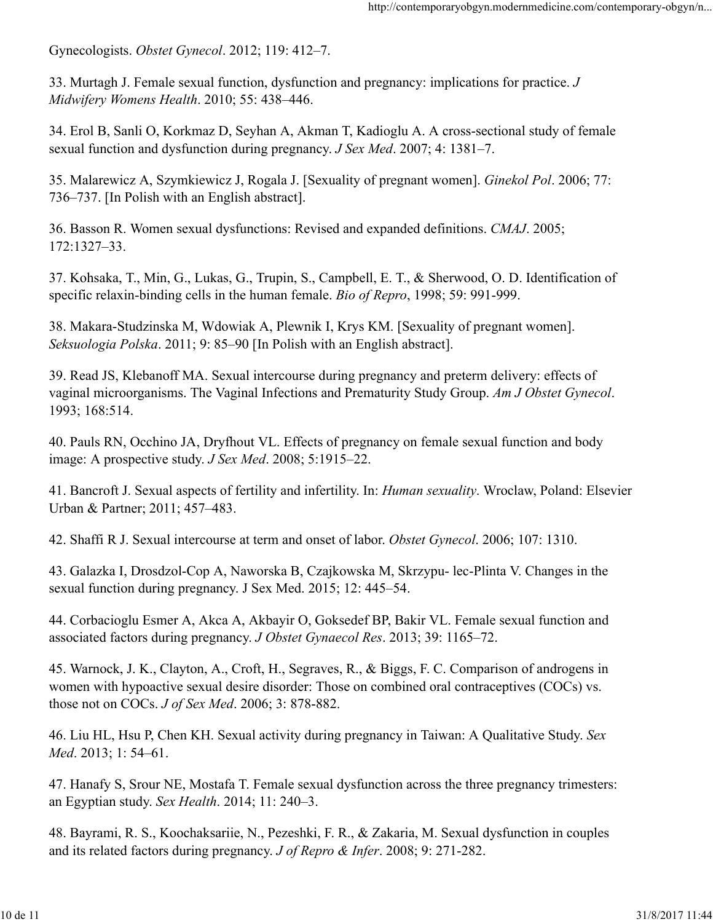Gynecologists. *Obstet Gynecol*. 2012; 119: 412–7.

33. Murtagh J. Female sexual function, dysfunction and pregnancy: implications for practice. *J Midwifery Womens Health*. 2010; 55: 438–446.

34. Erol B, Sanli O, Korkmaz D, Seyhan A, Akman T, Kadioglu A. A cross-sectional study of female sexual function and dysfunction during pregnancy. *J Sex Med*. 2007; 4: 1381–7.

35. Malarewicz A, Szymkiewicz J, Rogala J. [Sexuality of pregnant women]. *Ginekol Pol*. 2006; 77: 736–737. [In Polish with an English abstract].

36. Basson R. Women sexual dysfunctions: Revised and expanded definitions. *CMAJ*. 2005; 172:1327–33.

37. Kohsaka, T., Min, G., Lukas, G., Trupin, S., Campbell, E. T., & Sherwood, O. D. Identification of specific relaxin-binding cells in the human female. *Bio of Repro*, 1998; 59: 991-999.

38. Makara-Studzinska M, Wdowiak A, Plewnik I, Krys KM. [Sexuality of pregnant women]. *Seksuologia Polska*. 2011; 9: 85–90 [In Polish with an English abstract].

39. Read JS, Klebanoff MA. Sexual intercourse during pregnancy and preterm delivery: effects of vaginal microorganisms. The Vaginal Infections and Prematurity Study Group. *Am J Obstet Gynecol*. 1993; 168:514.

40. Pauls RN, Occhino JA, Dryfhout VL. Effects of pregnancy on female sexual function and body image: A prospective study. *J Sex Med*. 2008; 5:1915–22.

41. Bancroft J. Sexual aspects of fertility and infertility. In: *Human sexuality*. Wroclaw, Poland: Elsevier Urban & Partner; 2011; 457–483.

42. Shaffi R J. Sexual intercourse at term and onset of labor. *Obstet Gynecol*. 2006; 107: 1310.

43. Galazka I, Drosdzol-Cop A, Naworska B, Czajkowska M, Skrzypu- lec-Plinta V. Changes in the sexual function during pregnancy. J Sex Med. 2015; 12: 445–54.

44. Corbacioglu Esmer A, Akca A, Akbayir O, Goksedef BP, Bakir VL. Female sexual function and associated factors during pregnancy. *J Obstet Gynaecol Res*. 2013; 39: 1165–72.

45. Warnock, J. K., Clayton, A., Croft, H., Segraves, R., & Biggs, F. C. Comparison of androgens in women with hypoactive sexual desire disorder: Those on combined oral contraceptives (COCs) vs. those not on COCs. *J of Sex Med*. 2006; 3: 878-882.

46. Liu HL, Hsu P, Chen KH. Sexual activity during pregnancy in Taiwan: A Qualitative Study. *Sex Med*. 2013; 1: 54–61.

47. Hanafy S, Srour NE, Mostafa T. Female sexual dysfunction across the three pregnancy trimesters: an Egyptian study. *Sex Health*. 2014; 11: 240–3.

48. Bayrami, R. S., Koochaksariie, N., Pezeshki, F. R., & Zakaria, M. Sexual dysfunction in couples and its related factors during pregnancy. *J of Repro & Infer*. 2008; 9: 271-282.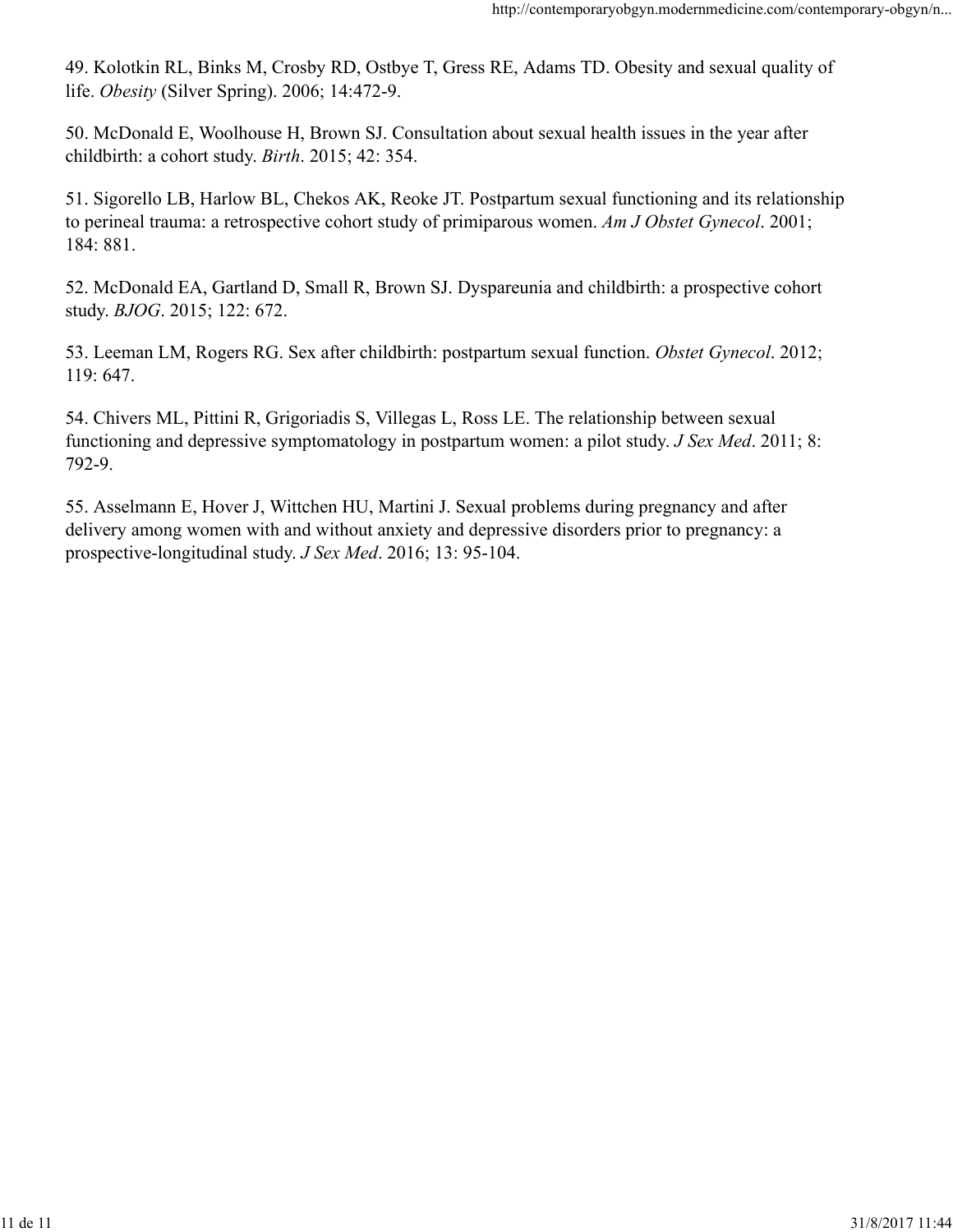49. Kolotkin RL, Binks M, Crosby RD, Ostbye T, Gress RE, Adams TD. Obesity and sexual quality of life. *Obesity* (Silver Spring). 2006; 14:472-9.

50. McDonald E, Woolhouse H, Brown SJ. Consultation about sexual health issues in the year after childbirth: a cohort study. *Birth*. 2015; 42: 354.

51. Sigorello LB, Harlow BL, Chekos AK, Reoke JT. Postpartum sexual functioning and its relationship to perineal trauma: a retrospective cohort study of primiparous women. *Am J Obstet Gynecol*. 2001; 184: 881.

52. McDonald EA, Gartland D, Small R, Brown SJ. Dyspareunia and childbirth: a prospective cohort study. *BJOG*. 2015; 122: 672.

53. Leeman LM, Rogers RG. Sex after childbirth: postpartum sexual function. *Obstet Gynecol*. 2012; 119: 647.

54. Chivers ML, Pittini R, Grigoriadis S, Villegas L, Ross LE. The relationship between sexual functioning and depressive symptomatology in postpartum women: a pilot study. *J Sex Med*. 2011; 8: 792-9.

55. Asselmann E, Hover J, Wittchen HU, Martini J. Sexual problems during pregnancy and after delivery among women with and without anxiety and depressive disorders prior to pregnancy: a prospective-longitudinal study. *J Sex Med*. 2016; 13: 95-104.